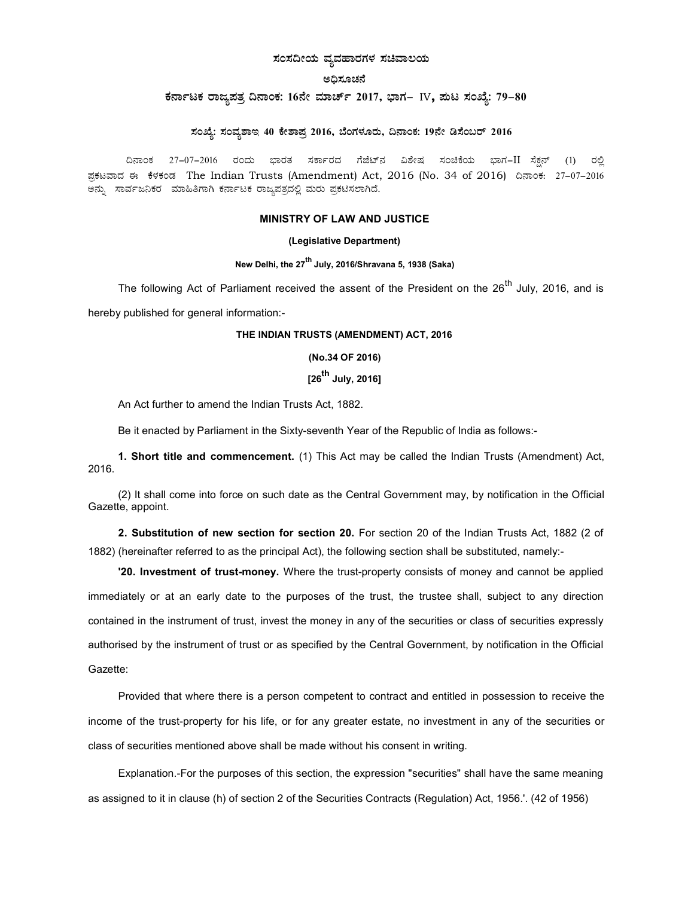**ಸಂಸದೀಯ ವ್ಯವಹಾರಗಳ ಸಚಿವಾಲಯ**

**ಅಧಿಸೂಚನೆ**

**ಕರ್ನಾಟಕ ರಾಜ್ಯಪತ್ರ ದಿನಾಂಕ: 16ನೇ ಮಾರ್ಚ್ 2017, ಭಾಗ– IV, ಪುಟ ಸಂಖ್ಯೆ: 79–80**

**ಸಂಖ್ಯೆ: ಸಂವ್ಯಶಾಇ 40 ಕೇಶಾಪ್ರ 2016, ಬೆಂಗಳೂರು, ದಿನಾಂಕ: 19ನೇ ಡಿಸೆಂಬರ್ 2016**

ದಿನಾಂಕ 27–07–2016 ರಂದು ಭಾರತ ಸರ್ಕಾರದ ಗೆಜೆಟ್‌ನ ವಿಶೇಷ ಸಂಚಿಕೆಯ ಭಾಗ–II ಸೆಕ್ಷನ್ (1) ರಲ್ಲಿ ಪ್ರಕಟವಾದ ಈ ಕೆಳಕಂಡ The Indian Trusts (Amendment) Act, 2016 (No. 34 of 2016) ದಿನಾಂಕ: 27–07–2016 ಅನ್ನು ಸಾರ್ವಜನಿಕರ ಮಾಹಿತಿಗಾಗಿ ಕರ್ನಾಟಕ ರಾಜ್ಯಪತ್ರದಲ್ಲಿ ಮರು ಪ್ರಕಟಿಸಲಾಗಿದೆ.

**MINISTRY OF LAW AND JUSTICE**

**(Legislative Department)**

**New Delhi, the 27th July, 2016/Shravana 5, 1938 (Saka)**

The following Act of Parliament received the assent of the President on the 26th July, 2016, and is hereby published for general information:-

**THE INDIAN TRUSTS (AMENDMENT) ACT, 2016**

**(No.34 OF 2016)**

**[26th July, 2016]**

An Act further to amend the Indian Trusts Act, 1882.

Be it enacted by Parliament in the Sixty-seventh Year of the Republic of India as follows:-

**1. Short title and commencement.** (1) This Act may be called the Indian Trusts (Amendment) Act, 2016.

(2) It shall come into force on such date as the Central Government may, by notification in the Official Gazette, appoint.

**2. Substitution of new section for section 20.** For section 20 of the Indian Trusts Act, 1882 (2 of 1882) (hereinafter referred to as the principal Act), the following section shall be substituted, namely:-

**'20. Investment of trust-money.** Where the trust-property consists of money and cannot be applied immediately or at an early date to the purposes of the trust, the trustee shall, subject to any direction contained in the instrument of trust, invest the money in any of the securities or class of securities expressly authorised by the instrument of trust or as specified by the Central Government, by notification in the Official Gazette:

Provided that where there is a person competent to contract and entitled in possession to receive the income of the trust-property for his life, or for any greater estate, no investment in any of the securities or class of securities mentioned above shall be made without his consent in writing.

Explanation.-For the purposes of this section, the expression "securities" shall have the same meaning as assigned to it in clause (h) of section 2 of the Securities Contracts (Regulation) Act, 1956.'. (42 of 1956)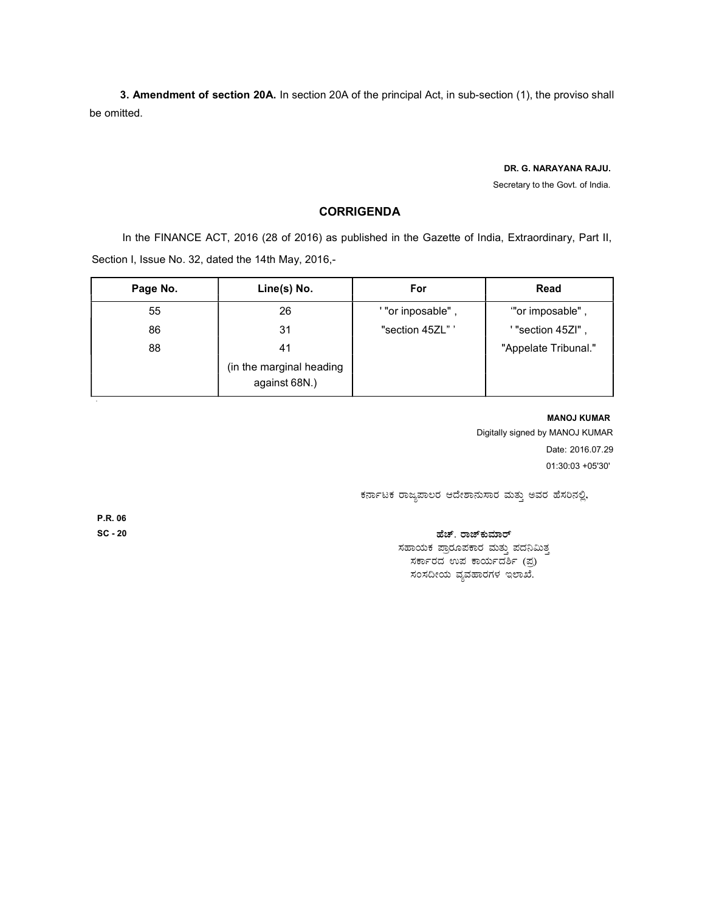**3. Amendment of section 20A.** In section 20A of the principal Act, in sub-section (1), the proviso shall be omitted.

**DR. G. NARAYANA RAJU.**

Secretary to the Govt. of India.

## CORRIGENDA

In the FINANCE ACT, 2016 (28 of 2016) as published in the Gazette of India, Extraordinary, Part II, Section I, Issue No. 32, dated the 14th May, 2016,-

| Page No. | Line(s) No. | For | Read |
|---|---|---|---|
| 55 | 26 | ' "or inposable" , | '"or imposable" , |
| 86 | 31 | "section 45ZL" ' | ' "section 45ZI" , |
| 88 | 41 (in the marginal heading against 68N.) | | "Appelate Tribunal." |

**MANOJ KUMAR**

Digitally signed by MANOJ KUMAR

Date: 2016.07.29

01:30:03 +05'30'

ಕರ್ನಾಟಕ ರಾಜ್ಯಪಾಲರ ಆದೇಶಾನುಸಾರ ಮತ್ತು ಅವರ ಹೆಸರಿನಲ್ಲಿ,

**P.R. 06**

**SC - 20**

**ಹೆಚ್. ರಾಜ್‌ಕುಮಾರ್**

ಸಹಾಯಕ ಪ್ರಾರೂಪಕಾರ ಮತ್ತು ಪದನಿಮಿತ್ತ

ಸರ್ಕಾರದ ಉಪ ಕಾರ್ಯದರ್ಶಿ (ಪ್ರ)

ಸಂಸದೀಯ ವ್ಯವಹಾರಗಳ ಇಲಾಖೆ.